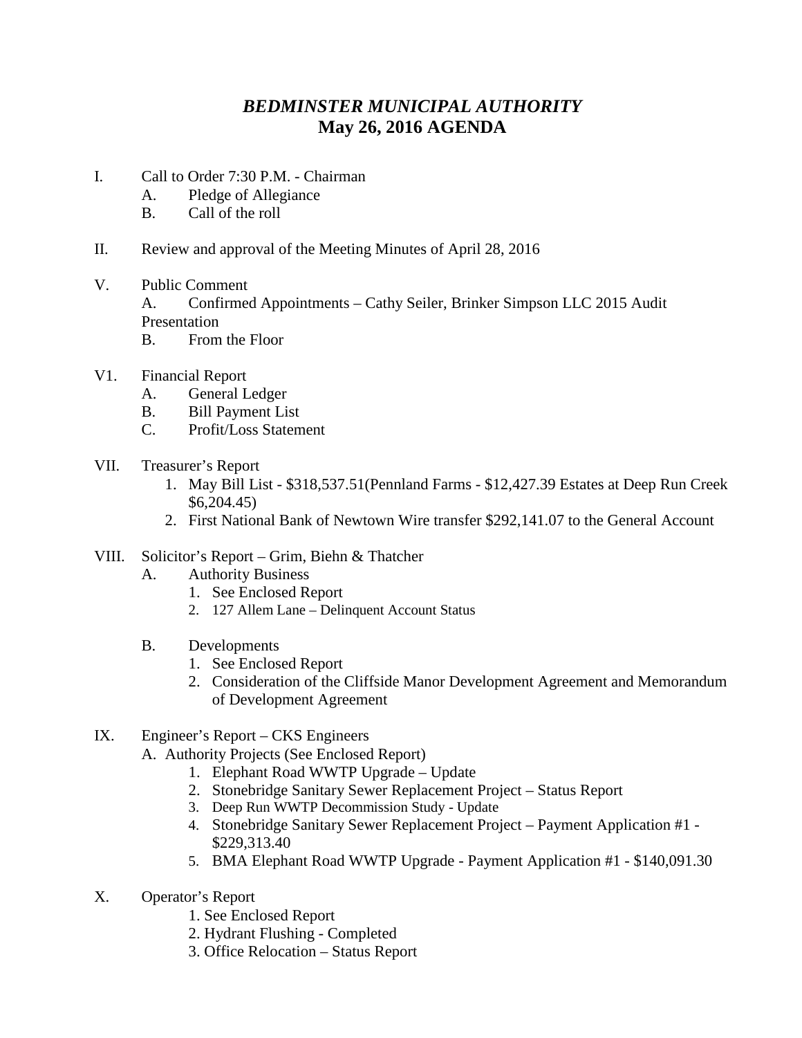# *BEDMINSTER MUNICIPAL AUTHORITY*
## May 26, 2016 AGENDA

I. Call to Order 7:30 P.M. - Chairman
   - A. Pledge of Allegiance
   - B. Call of the roll

II. Review and approval of the Meeting Minutes of April 28, 2016

V. Public Comment
   - A. Confirmed Appointments – Cathy Seiler, Brinker Simpson LLC 2015 Audit Presentation
   - B. From the Floor

V1. Financial Report
   - A. General Ledger
   - B. Bill Payment List
   - C. Profit/Loss Statement

VII. Treasurer's Report
   1. May Bill List - $318,537.51(Pennland Farms - $12,427.39 Estates at Deep Run Creek $6,204.45)
   2. First National Bank of Newtown Wire transfer $292,141.07 to the General Account

VIII. Solicitor's Report – Grim, Biehn & Thatcher
   - A. Authority Business
     1. See Enclosed Report
     2. 127 Allem Lane – Delinquent Account Status
   - B. Developments
     1. See Enclosed Report
     2. Consideration of the Cliffside Manor Development Agreement and Memorandum of Development Agreement

IX. Engineer's Report – CKS Engineers
   - A. Authority Projects (See Enclosed Report)
     1. Elephant Road WWTP Upgrade – Update
     2. Stonebridge Sanitary Sewer Replacement Project – Status Report
     3. Deep Run WWTP Decommission Study - Update
     4. Stonebridge Sanitary Sewer Replacement Project – Payment Application #1 - $229,313.40
     5. BMA Elephant Road WWTP Upgrade - Payment Application #1 - $140,091.30

X. Operator's Report
   1. See Enclosed Report
   2. Hydrant Flushing - Completed
   3. Office Relocation – Status Report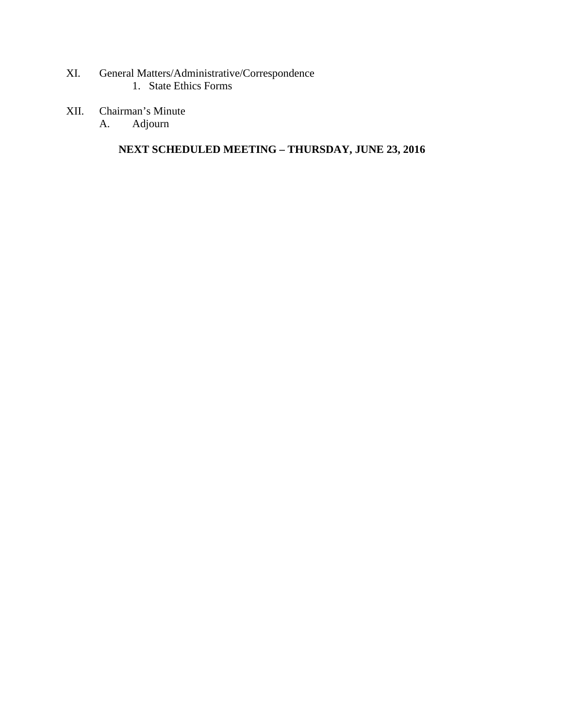XI. General Matters/Administrative/Correspondence

1. State Ethics Forms

XII. Chairman's Minute

A. Adjourn

**NEXT SCHEDULED MEETING – THURSDAY, JUNE 23, 2016**